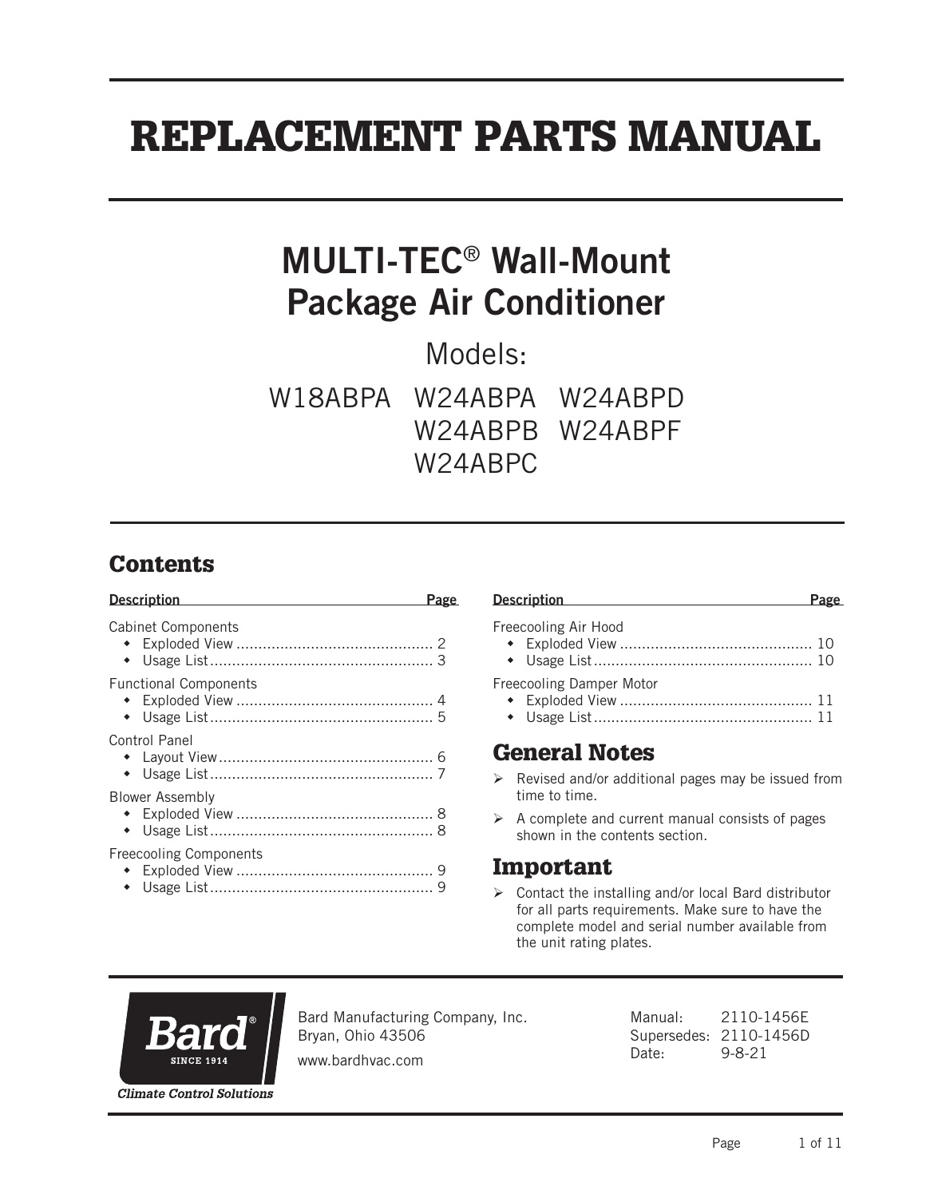# REPLACEMENT PARTS MANUAL

## MULTI-TEC® Wall-Mount Package Air Conditioner

Models:

W18ABPA W24ABPA W24ABPD
W24ABPB W24ABPF
W24ABPC

## Contents

| Description | Page |
|---|---|
| Cabinet Components | |
| • Exploded View | 2 |
| • Usage List | 3 |
| Functional Components | |
| • Exploded View | 4 |
| • Usage List | 5 |
| Control Panel | |
| • Layout View | 6 |
| • Usage List | 7 |
| Blower Assembly | |
| • Exploded View | 8 |
| • Usage List | 8 |
| Freecooling Components | |
| • Exploded View | 9 |
| • Usage List | 9 |
| Freecooling Air Hood | |
| • Exploded View | 10 |
| • Usage List | 10 |
| Freecooling Damper Motor | |
| • Exploded View | 11 |
| • Usage List | 11 |

## General Notes

- Revised and/or additional pages may be issued from time to time.
- A complete and current manual consists of pages shown in the contents section.

## Important

- Contact the installing and/or local Bard distributor for all parts requirements. Make sure to have the complete model and serial number available from the unit rating plates.

Bard® SINCE 1914

*Climate Control Solutions*

Bard Manufacturing Company, Inc.
Bryan, Ohio 43506
www.bardhvac.com

Manual: 2110-1456E
Supersedes: 2110-1456D
Date: 9-8-21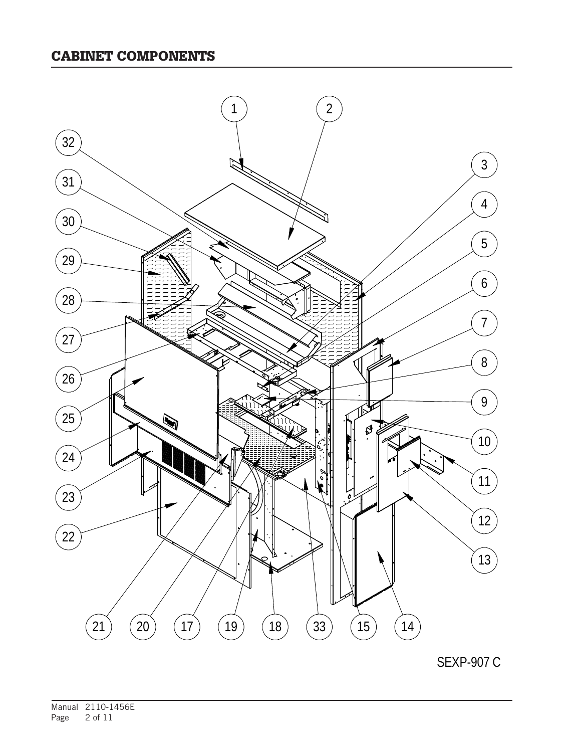## CABINET COMPONENTS

SEXP-907 C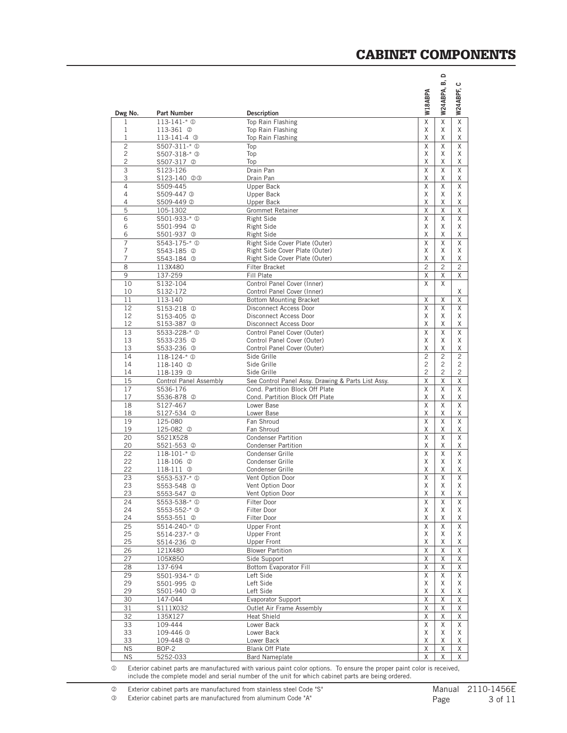# CABINET COMPONENTS

| Dwg No. | Part Number | Description | W18ABPA | W24ABPA, B, D | W24ABPF, C |
|---|---|---|---|---|---|
| 1 | 113-141-* ① | Top Rain Flashing | X | X | X |
| 1 | 113-361 ② | Top Rain Flashing | X | X | X |
| 1 | 113-141-4 ③ | Top Rain Flashing | X | X | X |
| 2 | S507-311-* ① | Top | X | X | X |
| 2 | S507-318-* ③ | Top | X | X | X |
| 2 | S507-317 ② | Top | X | X | X |
| 3 | S123-126 | Drain Pan | X | X | X |
| 3 | S123-140 ②③ | Drain Pan | X | X | X |
| 4 | S509-445 | Upper Back | X | X | X |
| 4 | S509-447 ③ | Upper Back | X | X | X |
| 4 | S509-449 ② | Upper Back | X | X | X |
| 5 | 105-1302 | Grommet Retainer | X | X | X |
| 6 | S501-933-* ① | Right Side | X | X | X |
| 6 | S501-994 ② | Right Side | X | X | X |
| 6 | S501-937 ③ | Right Side | X | X | X |
| 7 | S543-175-* ① | Right Side Cover Plate (Outer) | X | X | X |
| 7 | S543-185 ② | Right Side Cover Plate (Outer) | X | X | X |
| 7 | S543-184 ③ | Right Side Cover Plate (Outer) | X | X | X |
| 8 | 113X480 | Filter Bracket | 2 | 2 | 2 |
| 9 | 137-259 | Fill Plate | X | X | X |
| 10 | S132-104 | Control Panel Cover (Inner) | X | X | |
| 10 | S132-172 | Control Panel Cover (Inner) | | | X |
| 11 | 113-140 | Bottom Mounting Bracket | X | X | X |
| 12 | S153-218 ① | Disconnect Access Door | X | X | X |
| 12 | S153-405 ② | Disconnect Access Door | X | X | X |
| 12 | S153-387 ③ | Disconnect Access Door | X | X | X |
| 13 | S533-228-* ① | Control Panel Cover (Outer) | X | X | X |
| 13 | S533-235 ② | Control Panel Cover (Outer) | X | X | X |
| 13 | S533-236 ③ | Control Panel Cover (Outer) | X | X | X |
| 14 | 118-124-* ① | Side Grille | 2 | 2 | 2 |
| 14 | 118-140 ② | Side Grille | 2 | 2 | 2 |
| 14 | 118-139 ③ | Side Grille | 2 | 2 | 2 |
| 15 | Control Panel Assembly | See Control Panel Assy. Drawing & Parts List Assy. | X | X | X |
| 17 | S536-176 | Cond. Partition Block Off Plate | X | X | X |
| 17 | S536-878 ② | Cond. Partition Block Off Plate | X | X | X |
| 18 | S127-467 | Lower Base | X | X | X |
| 18 | S127-534 ② | Lower Base | X | X | X |
| 19 | 125-080 | Fan Shroud | X | X | X |
| 19 | 125-082 ② | Fan Shroud | X | X | X |
| 20 | S521X528 | Condenser Partition | X | X | X |
| 20 | S521-553 ② | Condenser Partition | X | X | X |
| 22 | 118-101-* ① | Condenser Grille | X | X | X |
| 22 | 118-106 ② | Condenser Grille | X | X | X |
| 22 | 118-111 ③ | Condenser Grille | X | X | X |
| 23 | S553-537-* ① | Vent Option Door | X | X | X |
| 23 | S553-548 ③ | Vent Option Door | X | X | X |
| 23 | S553-547 ② | Vent Option Door | X | X | X |
| 24 | S553-538-* ① | Filter Door | X | X | X |
| 24 | S553-552-* ③ | Filter Door | X | X | X |
| 24 | S553-551 ② | Filter Door | X | X | X |
| 25 | S514-240-* ① | Upper Front | X | X | X |
| 25 | S514-237-* ③ | Upper Front | X | X | X |
| 25 | S514-236 ② | Upper Front | X | X | X |
| 26 | 121X480 | Blower Partition | X | X | X |
| 27 | 105X850 | Side Support | X | X | X |
| 28 | 137-694 | Bottom Evaporator Fill | X | X | X |
| 29 | S501-934-* ① | Left Side | X | X | X |
| 29 | S501-995 ② | Left Side | X | X | X |
| 29 | S501-940 ③ | Left Side | X | X | X |
| 30 | 147-044 | Evaporator Support | X | X | X |
| 31 | S111X032 | Outlet Air Frame Assembly | X | X | X |
| 32 | 135X127 | Heat Shield | X | X | X |
| 33 | 109-444 | Lower Back | X | X | X |
| 33 | 109-446 ③ | Lower Back | X | X | X |
| 33 | 109-448 ② | Lower Back | X | X | X |
| NS | BOP-2 | Blank Off Plate | X | X | X |
| NS | 5252-033 | Bard Nameplate | X | X | X |

① Exterior cabinet parts are manufactured with various paint color options. To ensure the proper paint color is received, include the complete model and serial number of the unit for which cabinet parts are being ordered.

② Exterior cabinet parts are manufactured from stainless steel Code "S"

③ Exterior cabinet parts are manufactured from aluminum Code "A"

Manual 2110-1456E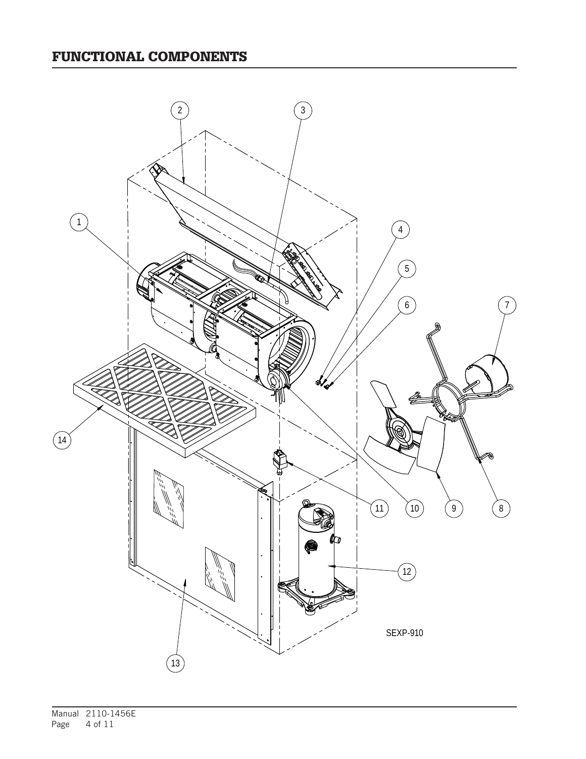# FUNCTIONAL COMPONENTS

SEXP-910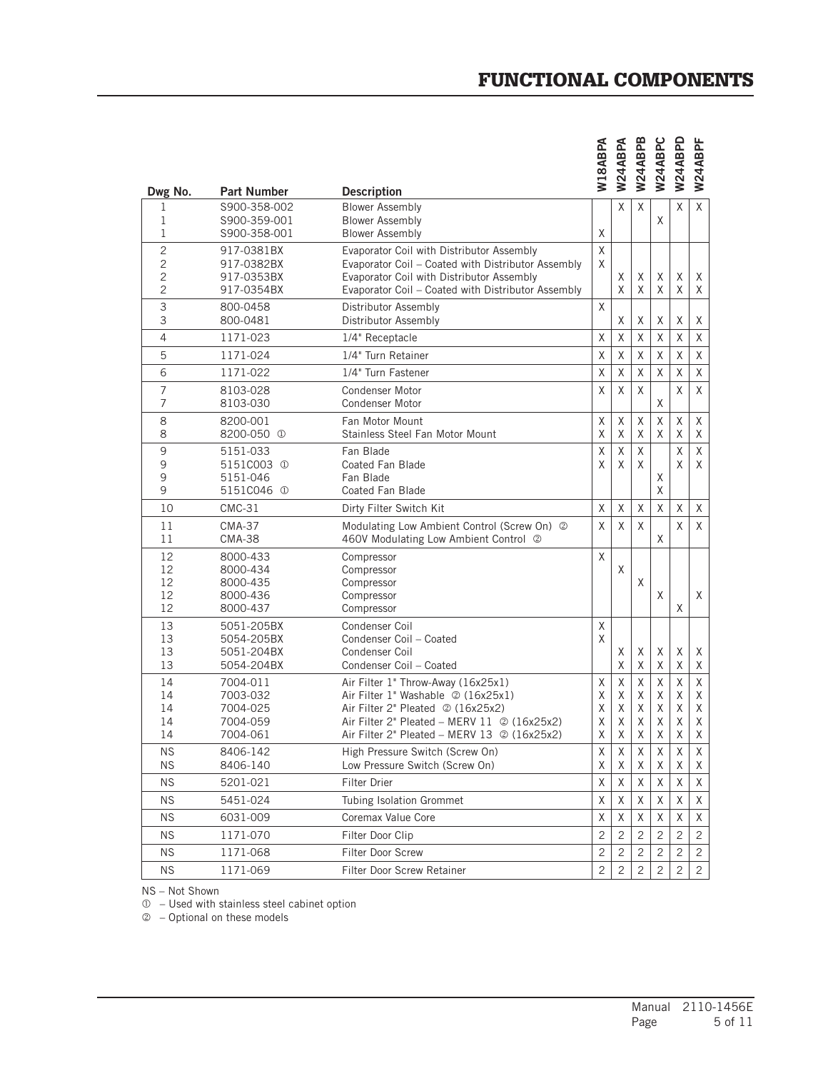# FUNCTIONAL COMPONENTS

| Dwg No. | Part Number | Description | W18ABPA | W24ABPA | W24ABPB | W24ABPC | W24ABPD | W24ABPF |
|---|---|---|---|---|---|---|---|---|
| 1 | S900-358-002 | Blower Assembly | | X | X | | X | X |
| 1 | S900-359-001 | Blower Assembly | | | | X | | |
| 1 | S900-358-001 | Blower Assembly | X | | | | | |
| 2 | 917-0381BX | Evaporator Coil with Distributor Assembly | X | | | | | |
| 2 | 917-0382BX | Evaporator Coil – Coated with Distributor Assembly | X | | | | | |
| 2 | 917-0353BX | Evaporator Coil with Distributor Assembly | | X | X | X | X | X |
| 2 | 917-0354BX | Evaporator Coil – Coated with Distributor Assembly | | X | X | X | X | X |
| 3 | 800-0458 | Distributor Assembly | X | | | | | |
| 3 | 800-0481 | Distributor Assembly | | X | X | X | X | X |
| 4 | 1171-023 | 1/4" Receptacle | X | X | X | X | X | X |
| 5 | 1171-024 | 1/4" Turn Retainer | X | X | X | X | X | X |
| 6 | 1171-022 | 1/4" Turn Fastener | X | X | X | X | X | X |
| 7 | 8103-028 | Condenser Motor | X | X | X | | X | X |
| 7 | 8103-030 | Condenser Motor | | | | X | | |
| 8 | 8200-001 | Fan Motor Mount | X | X | X | X | X | X |
| 8 | 8200-050 ① | Stainless Steel Fan Motor Mount | X | X | X | X | X | X |
| 9 | 5151-033 | Fan Blade | X | X | X | | X | X |
| 9 | 5151C003 ① | Coated Fan Blade | X | X | X | | X | X |
| 9 | 5151-046 | Fan Blade | | | | X | | |
| 9 | 5151C046 ① | Coated Fan Blade | | | | X | | |
| 10 | CMC-31 | Dirty Filter Switch Kit | X | X | X | X | X | X |
| 11 | CMA-37 | Modulating Low Ambient Control (Screw On) ② | X | X | X | | X | X |
| 11 | CMA-38 | 460V Modulating Low Ambient Control ② | | | | X | | |
| 12 | 8000-433 | Compressor | X | | | | | |
| 12 | 8000-434 | Compressor | | X | | | | |
| 12 | 8000-435 | Compressor | | | X | | | |
| 12 | 8000-436 | Compressor | | | | X | | X |
| 12 | 8000-437 | Compressor | | | | | X | |
| 13 | 5051-205BX | Condenser Coil | X | | | | | |
| 13 | 5054-205BX | Condenser Coil – Coated | X | | | | | |
| 13 | 5051-204BX | Condenser Coil | | X | X | X | X | X |
| 13 | 5054-204BX | Condenser Coil – Coated | | X | X | X | X | X |
| 14 | 7004-011 | Air Filter 1" Throw-Away (16x25x1) | X | X | X | X | X | X |
| 14 | 7003-032 | Air Filter 1" Washable ② (16x25x1) | X | X | X | X | X | X |
| 14 | 7004-025 | Air Filter 2" Pleated ② (16x25x2) | X | X | X | X | X | X |
| 14 | 7004-059 | Air Filter 2" Pleated – MERV 11 ② (16x25x2) | X | X | X | X | X | X |
| 14 | 7004-061 | Air Filter 2" Pleated – MERV 13 ② (16x25x2) | X | X | X | X | X | X |
| NS | 8406-142 | High Pressure Switch (Screw On) | X | X | X | X | X | X |
| NS | 8406-140 | Low Pressure Switch (Screw On) | X | X | X | X | X | X |
| NS | 5201-021 | Filter Drier | X | X | X | X | X | X |
| NS | 5451-024 | Tubing Isolation Grommet | X | X | X | X | X | X |
| NS | 6031-009 | Coremax Value Core | X | X | X | X | X | X |
| NS | 1171-070 | Filter Door Clip | 2 | 2 | 2 | 2 | 2 | 2 |
| NS | 1171-068 | Filter Door Screw | 2 | 2 | 2 | 2 | 2 | 2 |
| NS | 1171-069 | Filter Door Screw Retainer | 2 | 2 | 2 | 2 | 2 | 2 |

NS – Not Shown

① – Used with stainless steel cabinet option

② – Optional on these models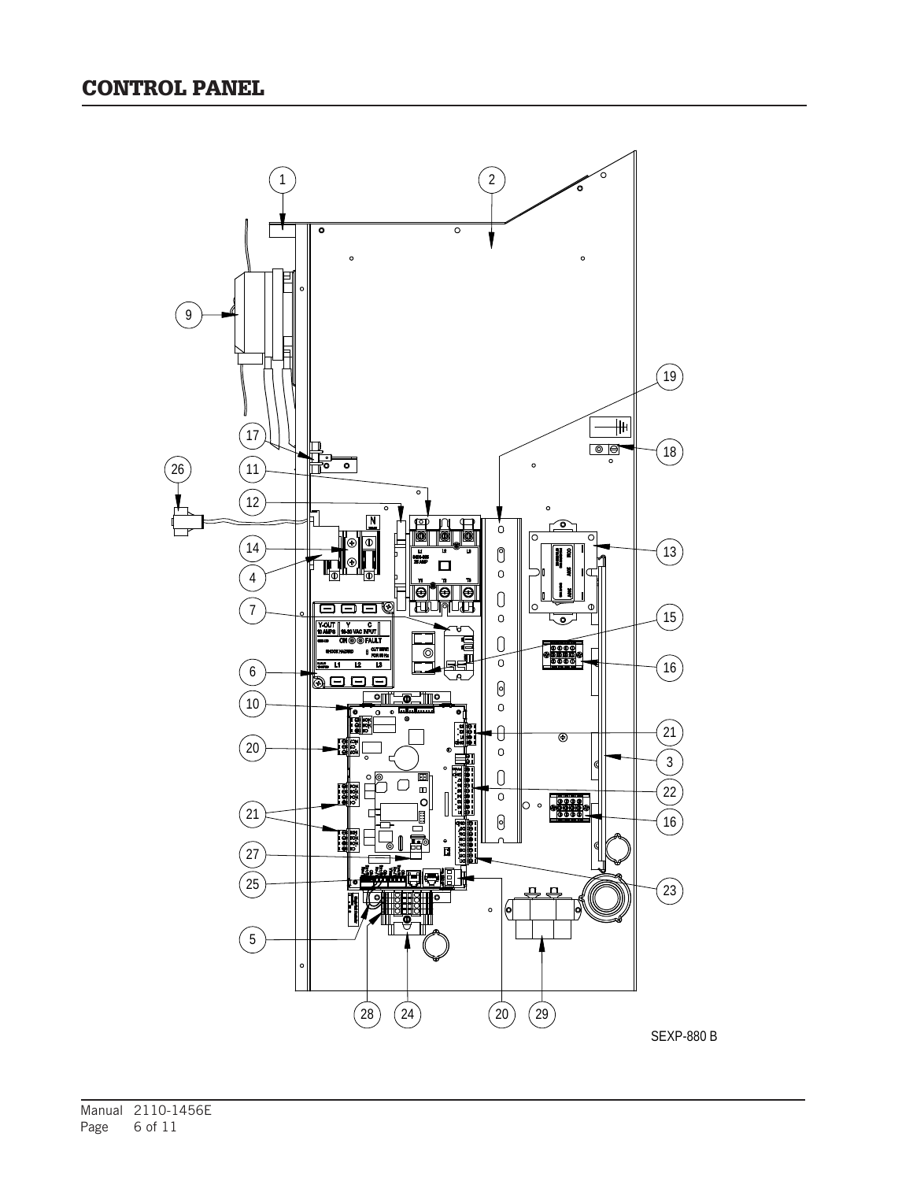# CONTROL PANEL

SEXP-880 B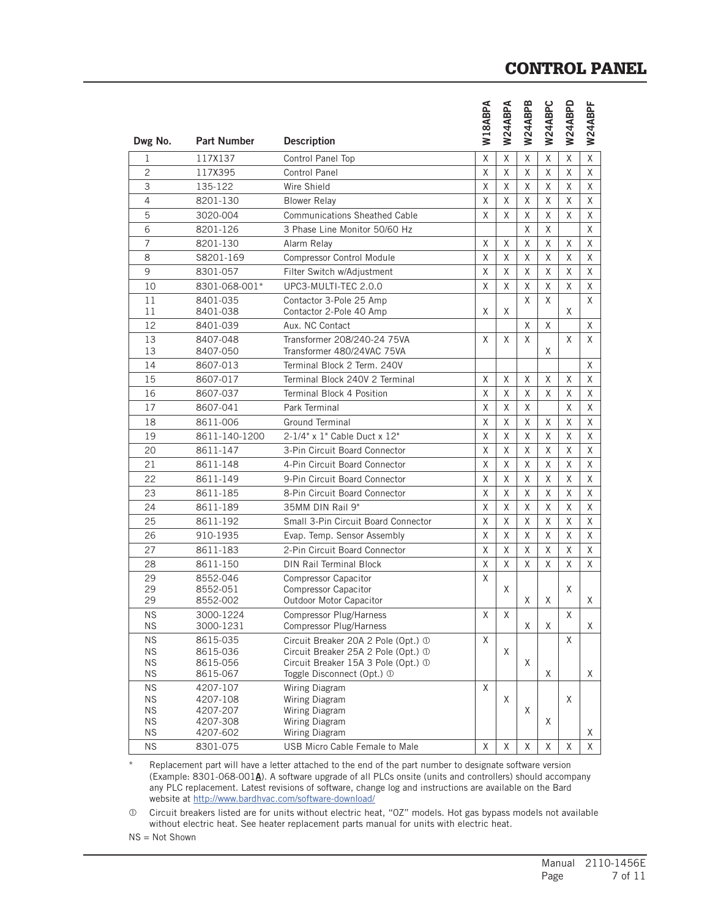# CONTROL PANEL

| Dwg No. | Part Number | Description | W18ABPA | W24ABPA | W24ABPB | W24ABPC | W24ABPD | W24ABPF |
|---|---|---|---|---|---|---|---|---|
| 1 | 117X137 | Control Panel Top | X | X | X | X | X | X |
| 2 | 117X395 | Control Panel | X | X | X | X | X | X |
| 3 | 135-122 | Wire Shield | X | X | X | X | X | X |
| 4 | 8201-130 | Blower Relay | X | X | X | X | X | X |
| 5 | 3020-004 | Communications Sheathed Cable | X | X | X | X | X | X |
| 6 | 8201-126 | 3 Phase Line Monitor 50/60 Hz | | | X | X | | X |
| 7 | 8201-130 | Alarm Relay | X | X | X | X | X | X |
| 8 | S8201-169 | Compressor Control Module | X | X | X | X | X | X |
| 9 | 8301-057 | Filter Switch w/Adjustment | X | X | X | X | X | X |
| 10 | 8301-068-001* | UPC3-MULTI-TEC 2.0.0 | X | X | X | X | X | X |
| 11 | 8401-035 | Contactor 3-Pole 25 Amp | | | X | X | | X |
| 11 | 8401-038 | Contactor 2-Pole 40 Amp | X | X | | | X | |
| 12 | 8401-039 | Aux. NC Contact | | | X | X | | X |
| 13 | 8407-048 | Transformer 208/240-24 75VA | X | X | X | | X | X |
| 13 | 8407-050 | Transformer 480/24VAC 75VA | | | | X | | |
| 14 | 8607-013 | Terminal Block 2 Term. 240V | | | | | | X |
| 15 | 8607-017 | Terminal Block 240V 2 Terminal | X | X | X | X | X | X |
| 16 | 8607-037 | Terminal Block 4 Position | X | X | X | X | X | X |
| 17 | 8607-041 | Park Terminal | X | X | X | | X | X |
| 18 | 8611-006 | Ground Terminal | X | X | X | X | X | X |
| 19 | 8611-140-1200 | 2-1/4" x 1" Cable Duct x 12" | X | X | X | X | X | X |
| 20 | 8611-147 | 3-Pin Circuit Board Connector | X | X | X | X | X | X |
| 21 | 8611-148 | 4-Pin Circuit Board Connector | X | X | X | X | X | X |
| 22 | 8611-149 | 9-Pin Circuit Board Connector | X | X | X | X | X | X |
| 23 | 8611-185 | 8-Pin Circuit Board Connector | X | X | X | X | X | X |
| 24 | 8611-189 | 35MM DIN Rail 9" | X | X | X | X | X | X |
| 25 | 8611-192 | Small 3-Pin Circuit Board Connector | X | X | X | X | X | X |
| 26 | 910-1935 | Evap. Temp. Sensor Assembly | X | X | X | X | X | X |
| 27 | 8611-183 | 2-Pin Circuit Board Connector | X | X | X | X | X | X |
| 28 | 8611-150 | DIN Rail Terminal Block | X | X | X | X | X | X |
| 29 | 8552-046 | Compressor Capacitor | X | | | | | |
| 29 | 8552-051 | Compressor Capacitor | | X | | | X | |
| 29 | 8552-002 | Outdoor Motor Capacitor | | | X | X | | X |
| NS | 3000-1224 | Compressor Plug/Harness | X | X | | | X | |
| NS | 3000-1231 | Compressor Plug/Harness | | | X | X | | X |
| NS | 8615-035 | Circuit Breaker 20A 2 Pole (Opt.) ① | X | | | | X | |
| NS | 8615-036 | Circuit Breaker 25A 2 Pole (Opt.) ① | | X | | | | |
| NS | 8615-056 | Circuit Breaker 15A 3 Pole (Opt.) ① | | | X | | | |
| NS | 8615-067 | Toggle Disconnect (Opt.) ① | | | | X | | X |
| NS | 4207-107 | Wiring Diagram | X | | | | | |
| NS | 4207-108 | Wiring Diagram | | X | | | X | |
| NS | 4207-207 | Wiring Diagram | | | X | | | |
| NS | 4207-308 | Wiring Diagram | | | | X | | |
| NS | 4207-602 | Wiring Diagram | | | | | | X |
| NS | 8301-075 | USB Micro Cable Female to Male | X | X | X | X | X | X |

\* Replacement part will have a letter attached to the end of the part number to designate software version (Example: 8301-068-001**A**). A software upgrade of all PLCs onsite (units and controllers) should accompany any PLC replacement. Latest revisions of software, change log and instructions are available on the Bard website at http://www.bardhvac.com/software-download/

① Circuit breakers listed are for units without electric heat, "0Z" models. Hot gas bypass models not available without electric heat. See heater replacement parts manual for units with electric heat.

NS = Not Shown

Manual 2110-1456E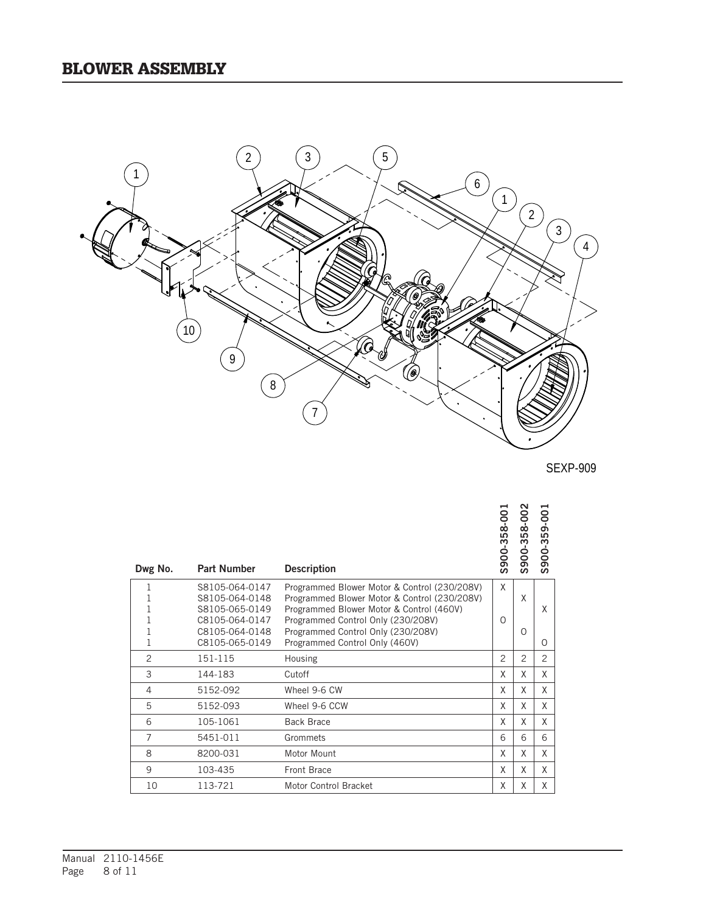# BLOWER ASSEMBLY

SEXP-909

| Dwg No. | Part Number | Description | S900-358-001 | S900-358-002 | S900-359-001 |
|---|---|---|---|---|---|
| 1 | S8105-064-0147 | Programmed Blower Motor & Control (230/208V) | X | | |
| 1 | S8105-064-0148 | Programmed Blower Motor & Control (230/208V) | | X | |
| 1 | S8105-065-0149 | Programmed Blower Motor & Control (460V) | | | X |
| 1 | C8105-064-0147 | Programmed Control Only (230/208V) | O | | |
| 1 | C8105-064-0148 | Programmed Control Only (230/208V) | | O | |
| 1 | C8105-065-0149 | Programmed Control Only (460V) | | | O |
| 2 | 151-115 | Housing | 2 | 2 | 2 |
| 3 | 144-183 | Cutoff | X | X | X |
| 4 | 5152-092 | Wheel 9-6 CW | X | X | X |
| 5 | 5152-093 | Wheel 9-6 CCW | X | X | X |
| 6 | 105-1061 | Back Brace | X | X | X |
| 7 | 5451-011 | Grommets | 6 | 6 | 6 |
| 8 | 8200-031 | Motor Mount | X | X | X |
| 9 | 103-435 | Front Brace | X | X | X |
| 10 | 113-721 | Motor Control Bracket | X | X | X |

Manual 2110-1456E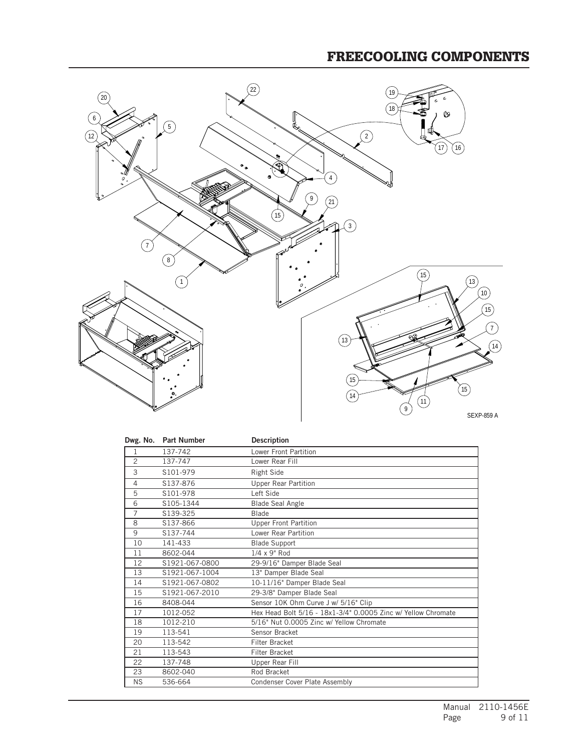# FREECOOLING COMPONENTS

SEXP-859 A

| Dwg. No. | Part Number | Description |
|---|---|---|
| 1 | 137-742 | Lower Front Partition |
| 2 | 137-747 | Lower Rear Fill |
| 3 | S101-979 | Right Side |
| 4 | S137-876 | Upper Rear Partition |
| 5 | S101-978 | Left Side |
| 6 | S105-1344 | Blade Seal Angle |
| 7 | S139-325 | Blade |
| 8 | S137-866 | Upper Front Partition |
| 9 | S137-744 | Lower Rear Partition |
| 10 | 141-433 | Blade Support |
| 11 | 8602-044 | 1/4 x 9" Rod |
| 12 | S1921-067-0800 | 29-9/16" Damper Blade Seal |
| 13 | S1921-067-1004 | 13" Damper Blade Seal |
| 14 | S1921-067-0802 | 10-11/16" Damper Blade Seal |
| 15 | S1921-067-2010 | 29-3/8" Damper Blade Seal |
| 16 | 8408-044 | Sensor 10K Ohm Curve J w/ 5/16" Clip |
| 17 | 1012-052 | Hex Head Bolt 5/16 - 18x1-3/4" 0.0005 Zinc w/ Yellow Chromate |
| 18 | 1012-210 | 5/16" Nut 0.0005 Zinc w/ Yellow Chromate |
| 19 | 113-541 | Sensor Bracket |
| 20 | 113-542 | Filter Bracket |
| 21 | 113-543 | Filter Bracket |
| 22 | 137-748 | Upper Rear Fill |
| 23 | 8602-040 | Rod Bracket |
| NS | 536-664 | Condenser Cover Plate Assembly |

Manual 2110-1456E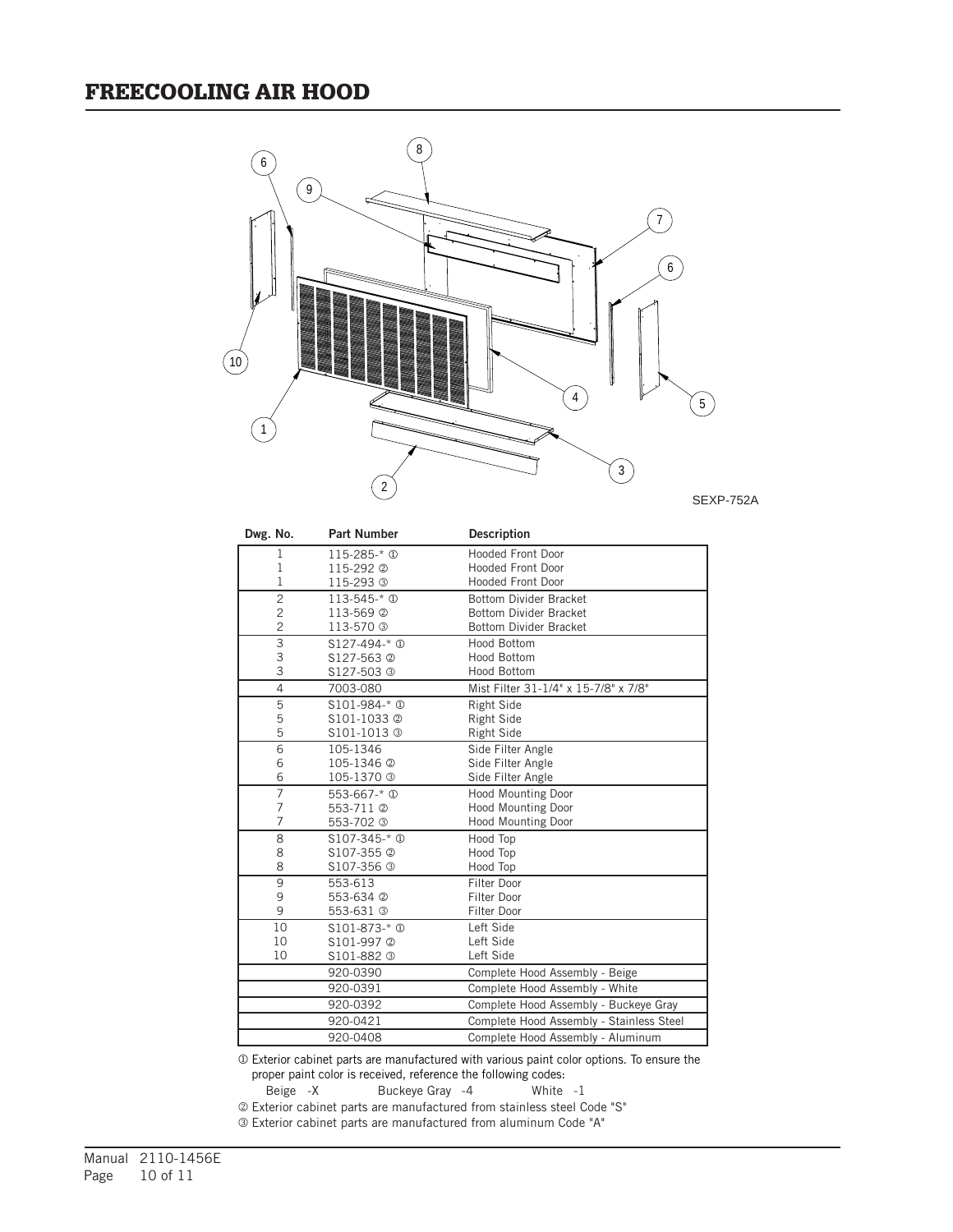# FREECOOLING AIR HOOD

SEXP-752A

| Dwg. No. | Part Number | Description |
|---|---|---|
| 1 | 115-285-* ① | Hooded Front Door |
| 1 | 115-292 ② | Hooded Front Door |
| 1 | 115-293 ③ | Hooded Front Door |
| 2 | 113-545-* ① | Bottom Divider Bracket |
| 2 | 113-569 ② | Bottom Divider Bracket |
| 2 | 113-570 ③ | Bottom Divider Bracket |
| 3 | S127-494-* ① | Hood Bottom |
| 3 | S127-563 ② | Hood Bottom |
| 3 | S127-503 ③ | Hood Bottom |
| 4 | 7003-080 | Mist Filter 31-1/4" x 15-7/8" x 7/8" |
| 5 | S101-984-* ① | Right Side |
| 5 | S101-1033 ② | Right Side |
| 5 | S101-1013 ③ | Right Side |
| 6 | 105-1346 | Side Filter Angle |
| 6 | 105-1346 ② | Side Filter Angle |
| 6 | 105-1370 ③ | Side Filter Angle |
| 7 | 553-667-* ① | Hood Mounting Door |
| 7 | 553-711 ② | Hood Mounting Door |
| 7 | 553-702 ③ | Hood Mounting Door |
| 8 | S107-345-* ① | Hood Top |
| 8 | S107-355 ② | Hood Top |
| 8 | S107-356 ③ | Hood Top |
| 9 | 553-613 | Filter Door |
| 9 | 553-634 ② | Filter Door |
| 9 | 553-631 ③ | Filter Door |
| 10 | S101-873-* ① | Left Side |
| 10 | S101-997 ② | Left Side |
| 10 | S101-882 ③ | Left Side |
| | 920-0390 | Complete Hood Assembly - Beige |
| | 920-0391 | Complete Hood Assembly - White |
| | 920-0392 | Complete Hood Assembly - Buckeye Gray |
| | 920-0421 | Complete Hood Assembly - Stainless Steel |
| | 920-0408 | Complete Hood Assembly - Aluminum |

① Exterior cabinet parts are manufactured with various paint color options. To ensure the proper paint color is received, reference the following codes:
Beige -X Buckeye Gray -4 White -1

② Exterior cabinet parts are manufactured from stainless steel Code "S"

③ Exterior cabinet parts are manufactured from aluminum Code "A"

Manual 2110-1456E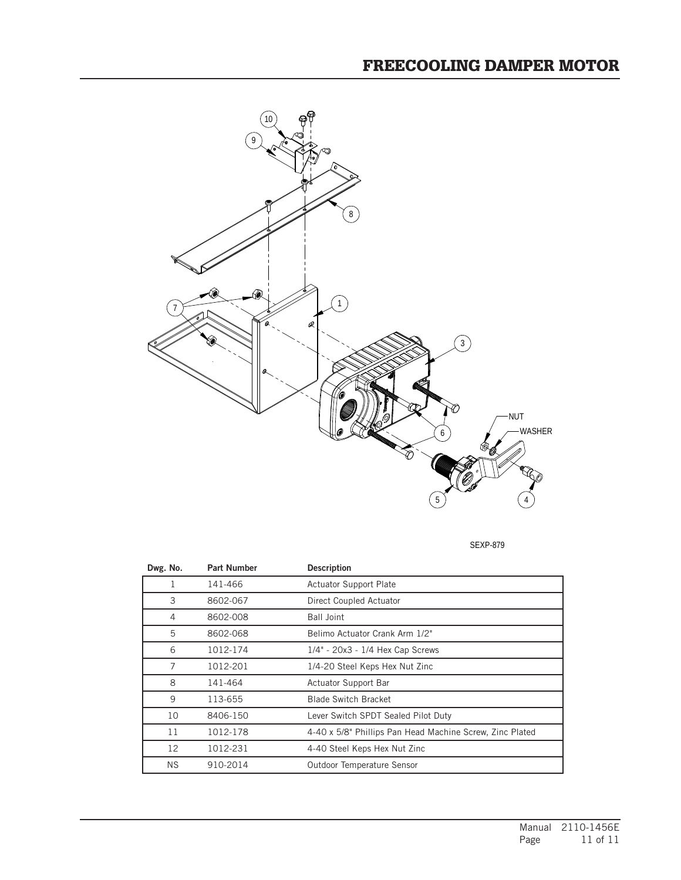# FREECOOLING DAMPER MOTOR

10
9
8
7
1
3
NUT
WASHER
6
5
4

SEXP-879

| Dwg. No. | Part Number | Description |
|---|---|---|
| 1 | 141-466 | Actuator Support Plate |
| 3 | 8602-067 | Direct Coupled Actuator |
| 4 | 8602-008 | Ball Joint |
| 5 | 8602-068 | Belimo Actuator Crank Arm 1/2" |
| 6 | 1012-174 | 1/4" - 20x3 - 1/4 Hex Cap Screws |
| 7 | 1012-201 | 1/4-20 Steel Keps Hex Nut Zinc |
| 8 | 141-464 | Actuator Support Bar |
| 9 | 113-655 | Blade Switch Bracket |
| 10 | 8406-150 | Lever Switch SPDT Sealed Pilot Duty |
| 11 | 1012-178 | 4-40 x 5/8" Phillips Pan Head Machine Screw, Zinc Plated |
| 12 | 1012-231 | 4-40 Steel Keps Hex Nut Zinc |
| NS | 910-2014 | Outdoor Temperature Sensor |

Manual 2110-1456E